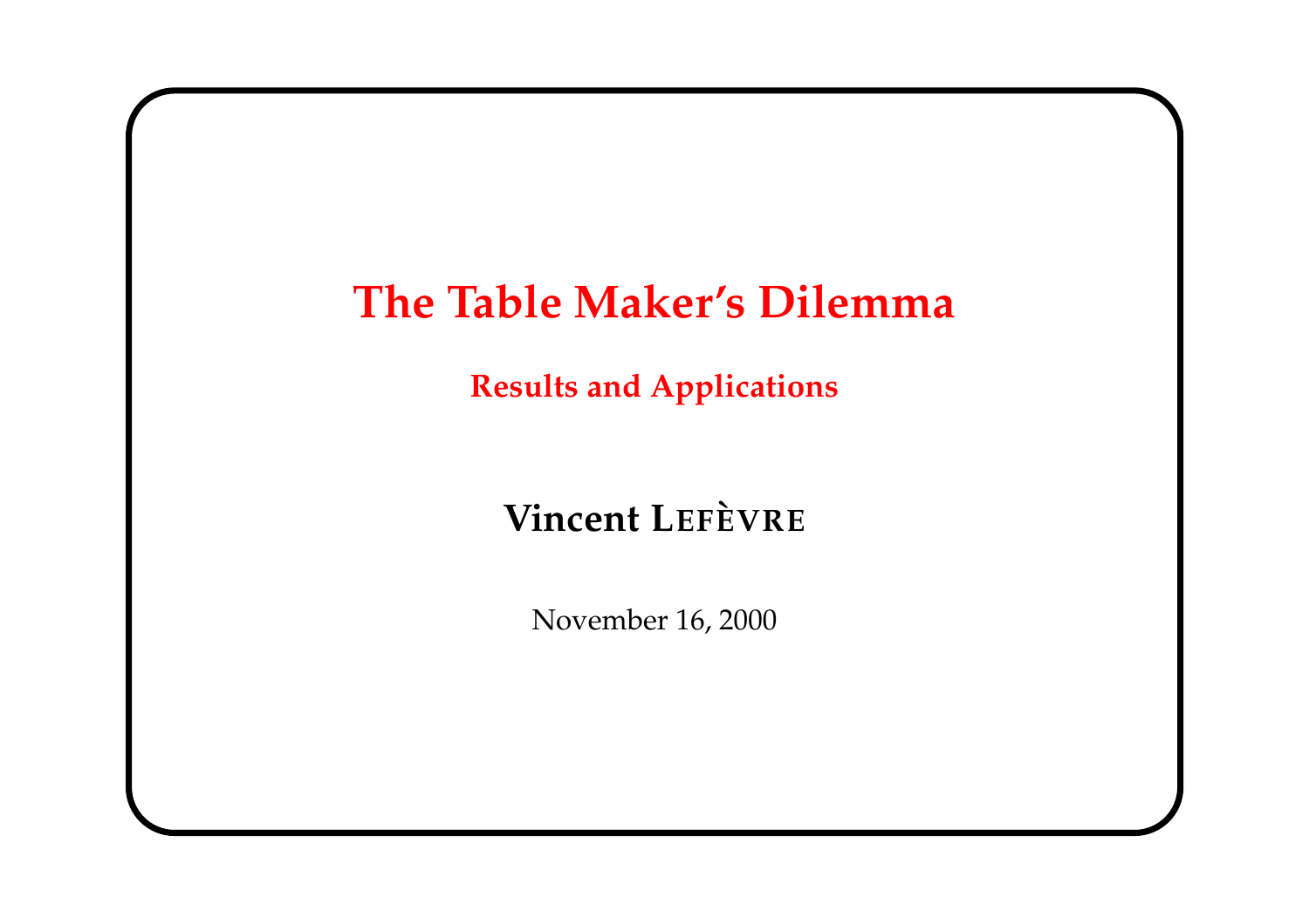# The Table Maker's Dilemma

## Results and Applications

**Vincent Lefèvre**

November 16, 2000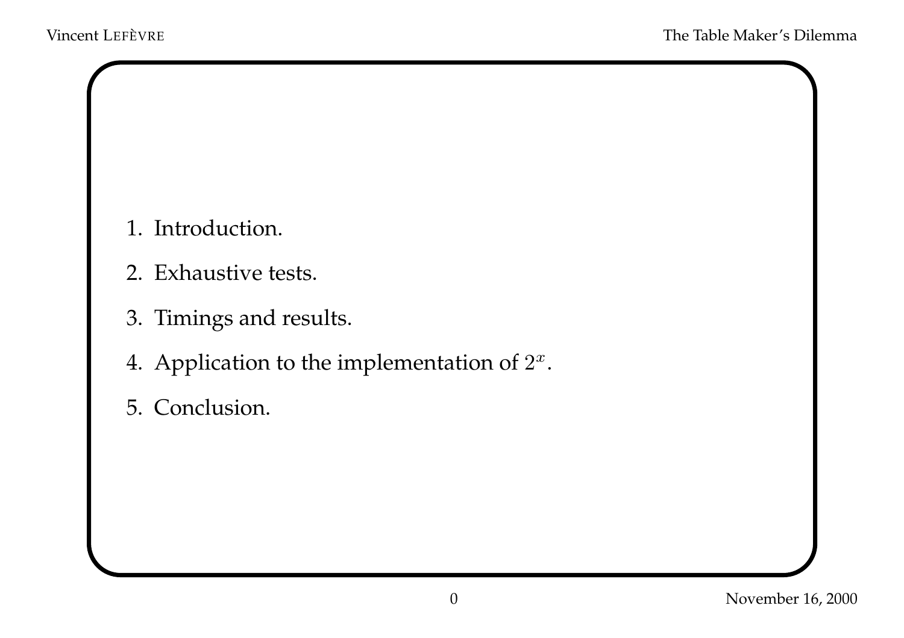1. Introduction.
2. Exhaustive tests.
3. Timings and results.
4. Application to the implementation of $2^x$.
5. Conclusion.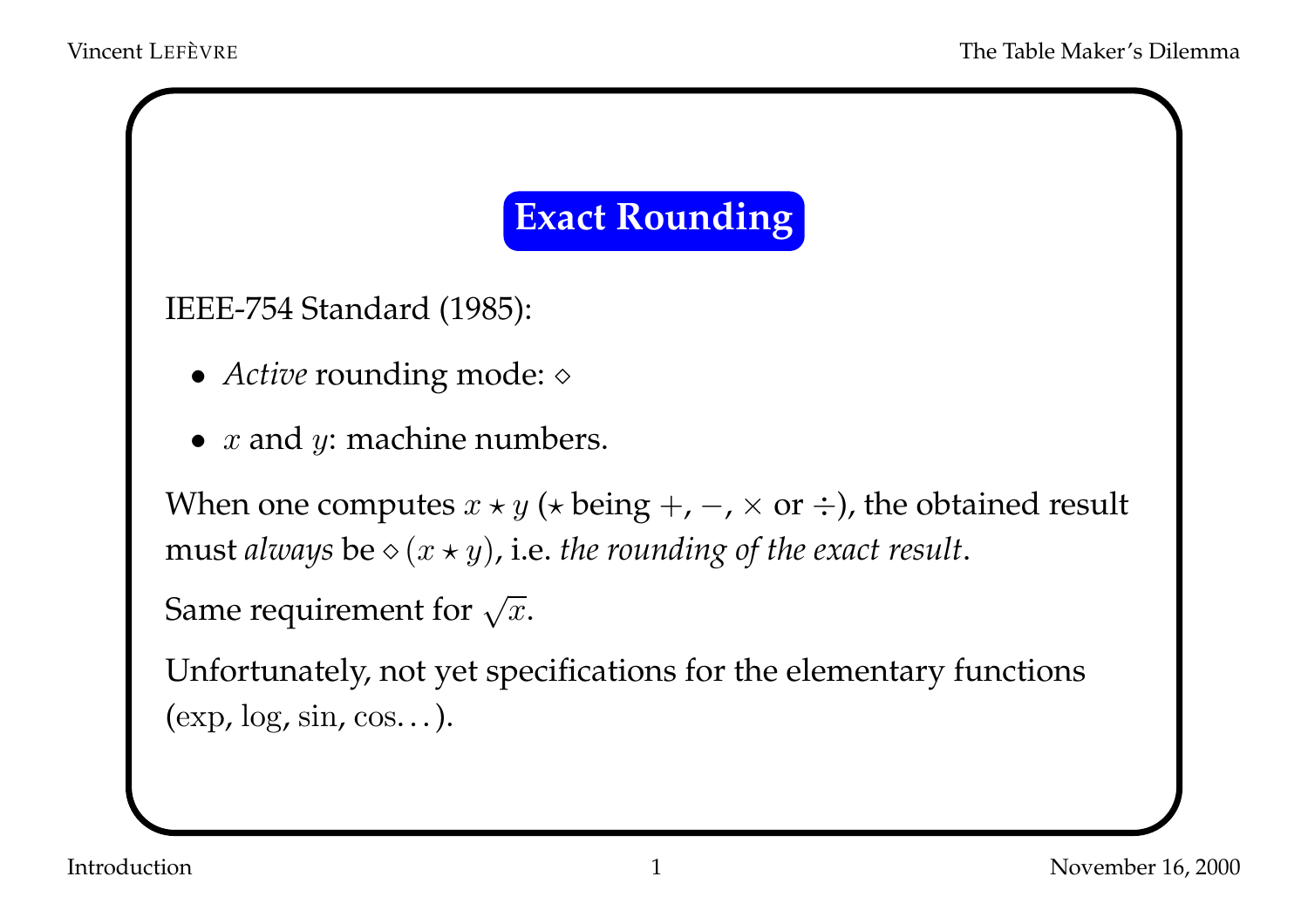# Exact Rounding

IEEE-754 Standard (1985):

- *Active* rounding mode: $\diamond$
- $x$ and $y$: machine numbers.

When one computes $x \star y$ ($\star$ being $+$, $-$, $\times$ or $\div$), the obtained result must *always* be $\diamond(x \star y)$, i.e. *the rounding of the exact result*.

Same requirement for $\sqrt{x}$.

Unfortunately, not yet specifications for the elementary functions ($\exp$, $\log$, $\sin$, $\cos$...).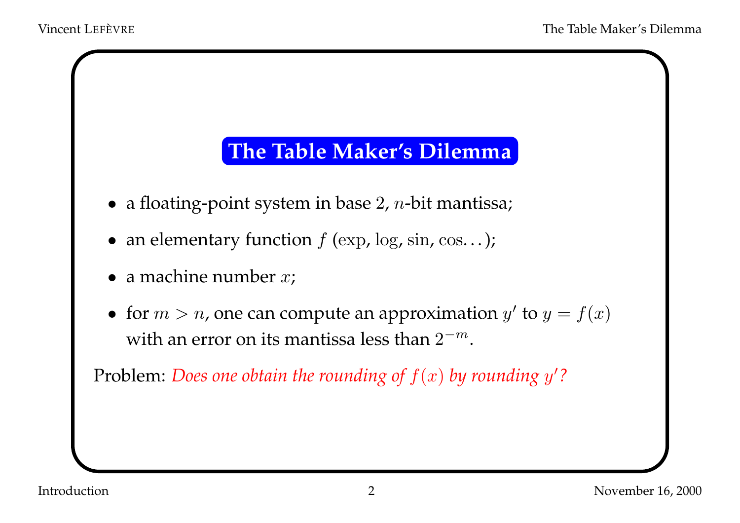## The Table Maker's Dilemma

- a floating-point system in base 2, $n$-bit mantissa;
- an elementary function $f$ ($\exp$, $\log$, $\sin$, $\cos\ldots$);
- a machine number $x$;
- for $m > n$, one can compute an approximation $y'$ to $y = f(x)$ with an error on its mantissa less than $2^{-m}$.

Problem: *Does one obtain the rounding of $f(x)$ by rounding $y'$?*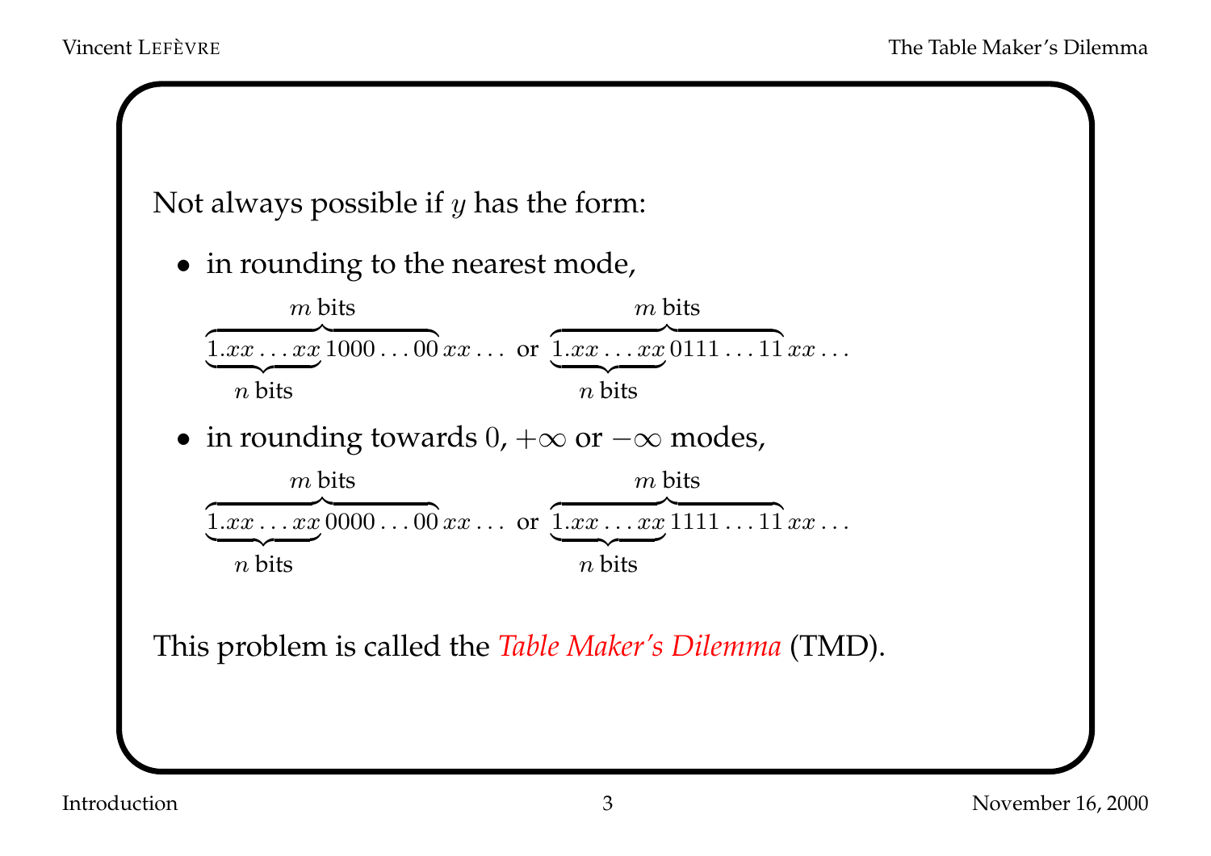Not always possible if $y$ has the form:

- in rounding to the nearest mode,

$$\overbrace{\underbrace{1.xx\ldots xx}_{n \text{ bits}}1000\ldots00}^{m \text{ bits}}xx\ldots \quad \text{or} \quad \overbrace{\underbrace{1.xx\ldots xx}_{n \text{ bits}}0111\ldots11}^{m \text{ bits}}xx\ldots$$

- in rounding towards $0$, $+\infty$ or $-\infty$ modes,

$$\overbrace{\underbrace{1.xx\ldots xx}_{n \text{ bits}}0000\ldots00}^{m \text{ bits}}xx\ldots \quad \text{or} \quad \overbrace{\underbrace{1.xx\ldots xx}_{n \text{ bits}}1111\ldots11}^{m \text{ bits}}xx\ldots$$

This problem is called the *Table Maker's Dilemma* (TMD).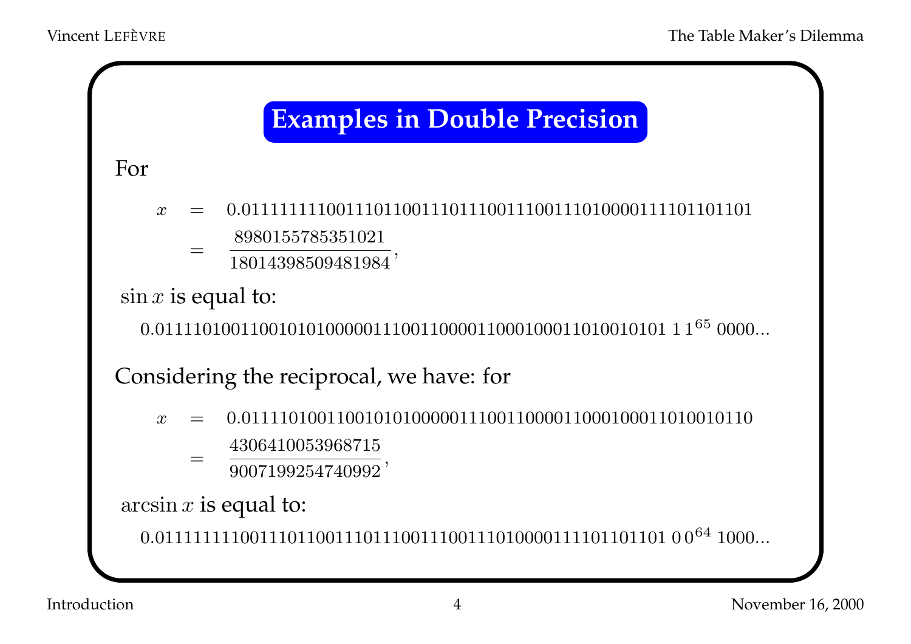## Examples in Double Precision

For

$$
\begin{aligned}
x &= 0.011111111001110110011101110011100111010000111101101101 \\
&= \frac{8980155785351021}{18014398509481984},
\end{aligned}
$$

$\sin x$ is equal to:

$$0.0111101001100101010000011100110000110001000110100101 01\ 1\,1^{65}\ 0000...$$

Considering the reciprocal, we have: for

$$
\begin{aligned}
x &= 0.0111101001100101010000011100110000110001000110100101 10 \\
&= \frac{4306410053968715}{9007199254740992},
\end{aligned}
$$

$\arcsin x$ is equal to:

$$0.011111111001110110011101110011100111010000111101101101\ 0\,0^{64}\ 1000...$$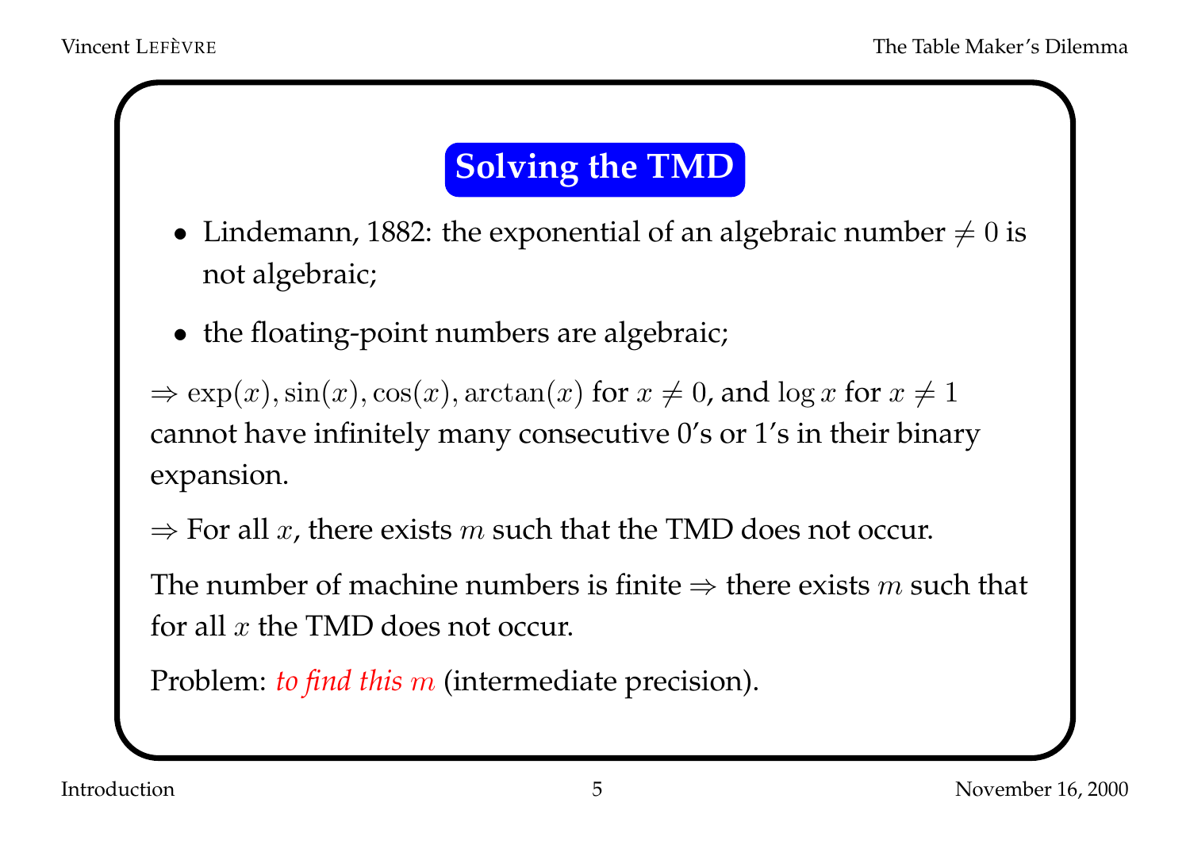## Solving the TMD

- Lindemann, 1882: the exponential of an algebraic number $\neq 0$ is not algebraic;
- the floating-point numbers are algebraic;

$\Rightarrow \exp(x), \sin(x), \cos(x), \arctan(x)$ for $x \neq 0$, and $\log x$ for $x \neq 1$ cannot have infinitely many consecutive 0's or 1's in their binary expansion.

$\Rightarrow$ For all $x$, there exists $m$ such that the TMD does not occur.

The number of machine numbers is finite $\Rightarrow$ there exists $m$ such that for all $x$ the TMD does not occur.

Problem: *to find this $m$* (intermediate precision).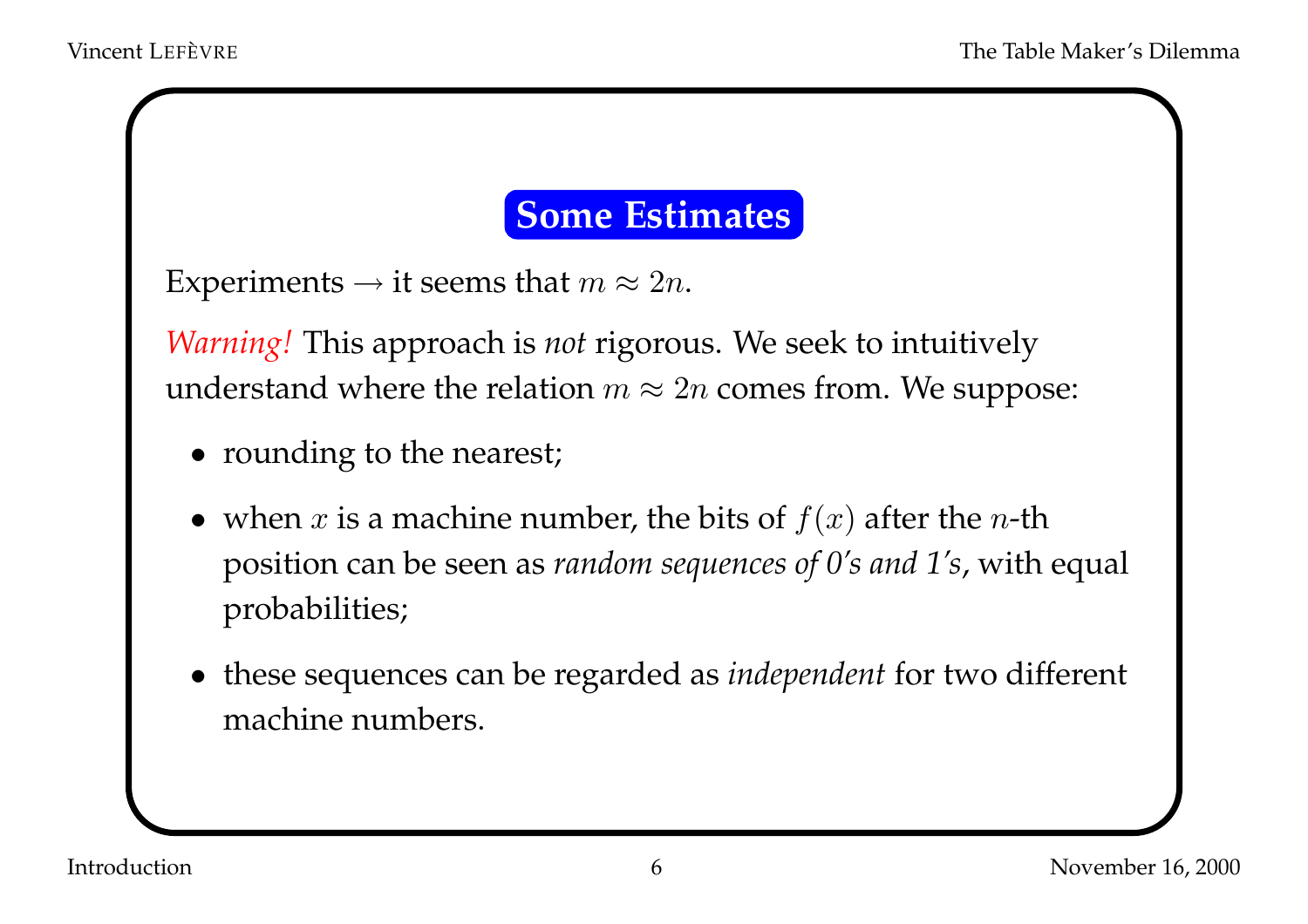## Some Estimates

Experiments → it seems that $m \approx 2n$.

*Warning!* This approach is *not* rigorous. We seek to intuitively understand where the relation $m \approx 2n$ comes from. We suppose:

- rounding to the nearest;
- when $x$ is a machine number, the bits of $f(x)$ after the $n$-th position can be seen as *random sequences of 0's and 1's*, with equal probabilities;
- these sequences can be regarded as *independent* for two different machine numbers.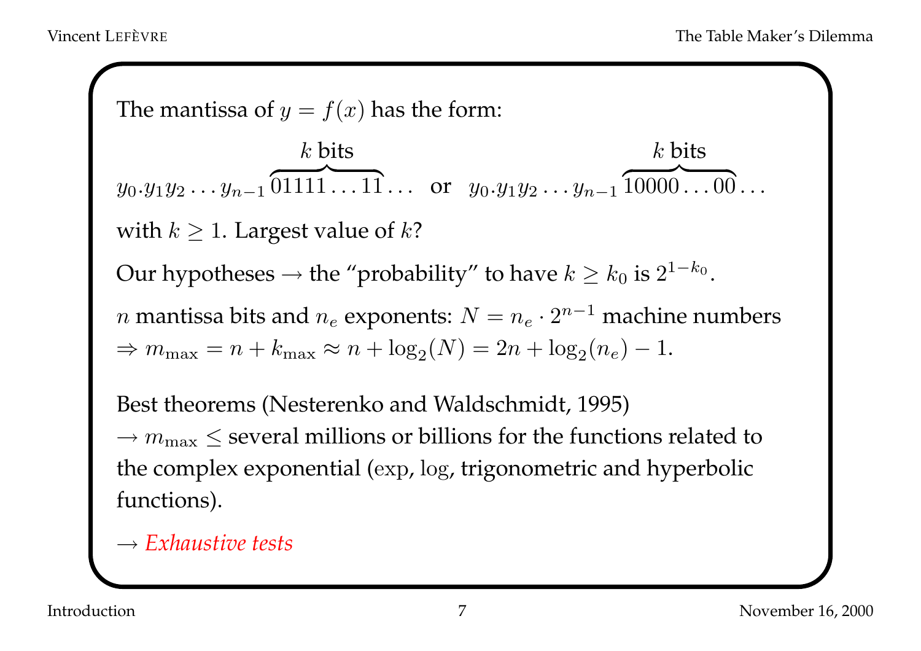The mantissa of $y = f(x)$ has the form:

$$y_0.y_1y_2\ldots y_{n-1}\overbrace{01111\ldots 11}^{k\text{ bits}}\ldots \quad \text{or} \quad y_0.y_1y_2\ldots y_{n-1}\overbrace{10000\ldots 00}^{k\text{ bits}}\ldots$$

with $k \geq 1$. Largest value of $k$?

Our hypotheses $\rightarrow$ the "probability" to have $k \geq k_0$ is $2^{1-k_0}$.

$n$ mantissa bits and $n_e$ exponents: $N = n_e \cdot 2^{n-1}$ machine numbers
$\Rightarrow m_{\max} = n + k_{\max} \approx n + \log_2(N) = 2n + \log_2(n_e) - 1$.

Best theorems (Nesterenko and Waldschmidt, 1995)
$\rightarrow m_{\max} \leq$ several millions or billions for the functions related to the complex exponential ($\exp$, $\log$, trigonometric and hyperbolic functions).

$\rightarrow$ *Exhaustive tests*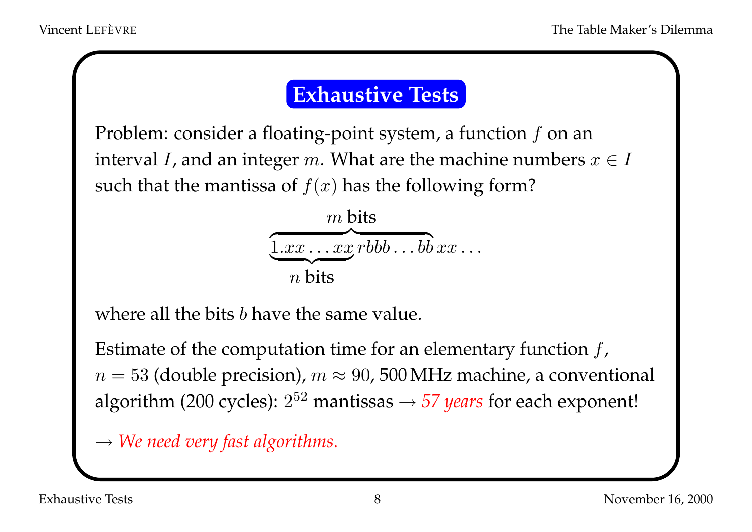# Exhaustive Tests

Problem: consider a floating-point system, a function $f$ on an interval $I$, and an integer $m$. What are the machine numbers $x \in I$ such that the mantissa of $f(x)$ has the following form?

$$\overbrace{\underbrace{1.xx\ldots xx}_{n \text{ bits}}\, rbbb\ldots bb}^{m \text{ bits}}\, xx\ldots$$

where all the bits $b$ have the same value.

Estimate of the computation time for an elementary function $f$, $n = 53$ (double precision), $m \approx 90$, 500 MHz machine, a conventional algorithm (200 cycles): $2^{52}$ mantissas $\rightarrow$ *57 years* for each exponent!

$\rightarrow$ *We need very fast algorithms.*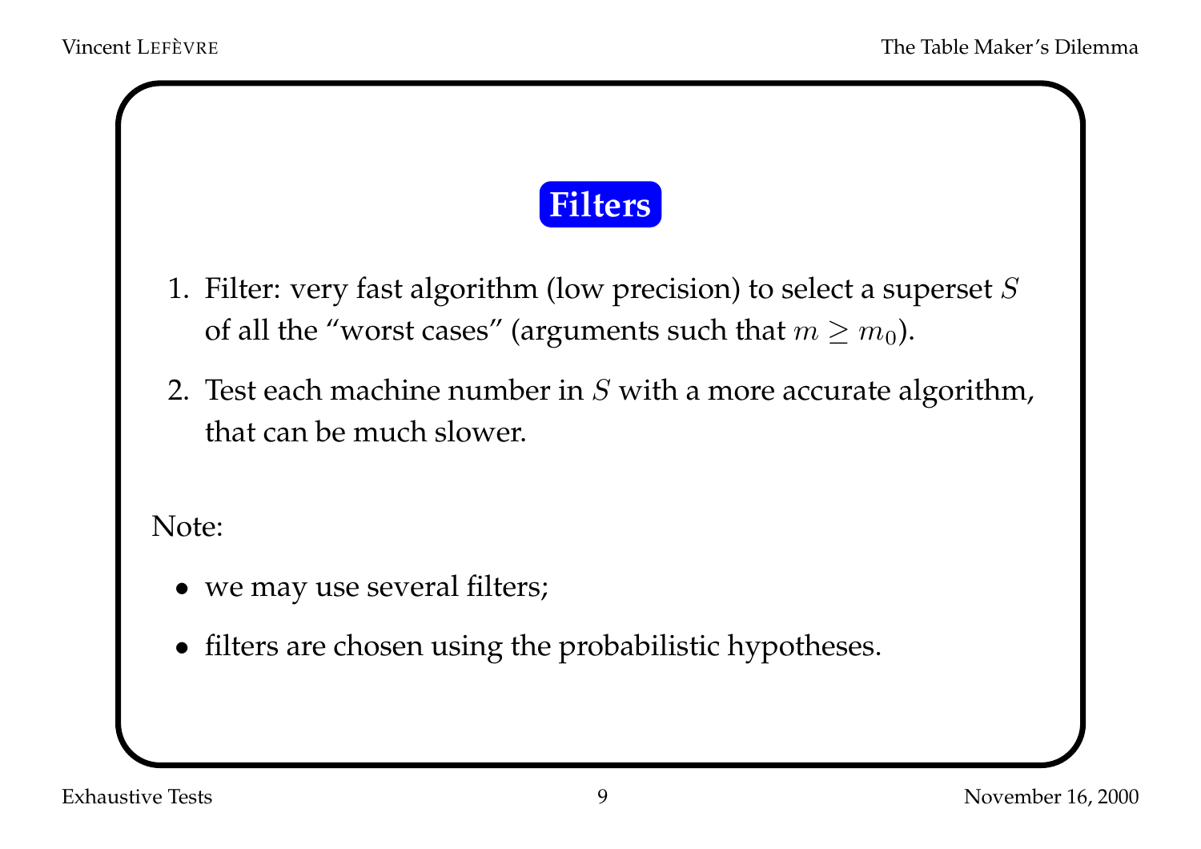## Filters

1. Filter: very fast algorithm (low precision) to select a superset $S$ of all the "worst cases" (arguments such that $m \geq m_0$).
2. Test each machine number in $S$ with a more accurate algorithm, that can be much slower.

Note:

- we may use several filters;
- filters are chosen using the probabilistic hypotheses.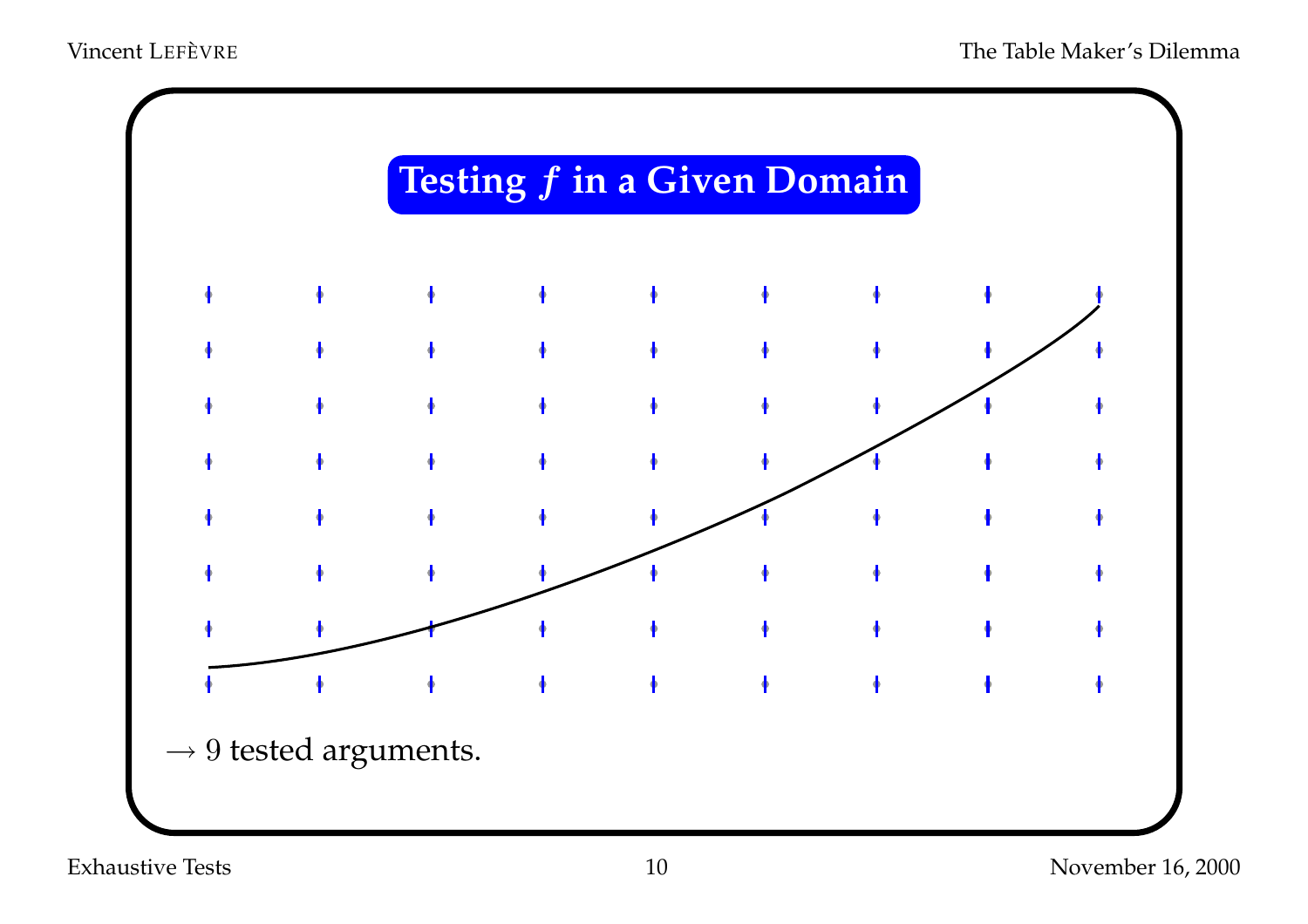# Testing $f$ in a Given Domain

$\rightarrow 9$ tested arguments.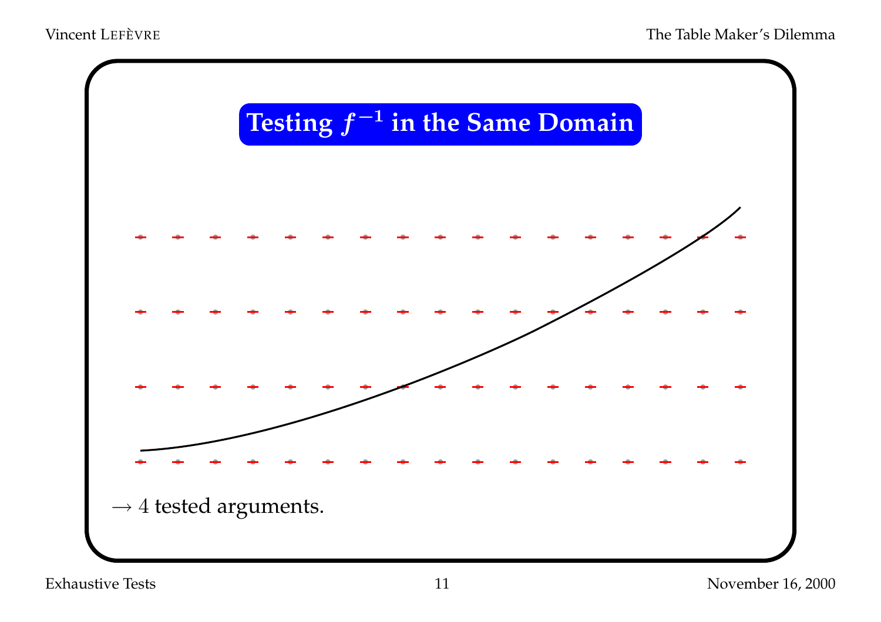## Testing $f^{-1}$ in the Same Domain

$\rightarrow$ 4 tested arguments.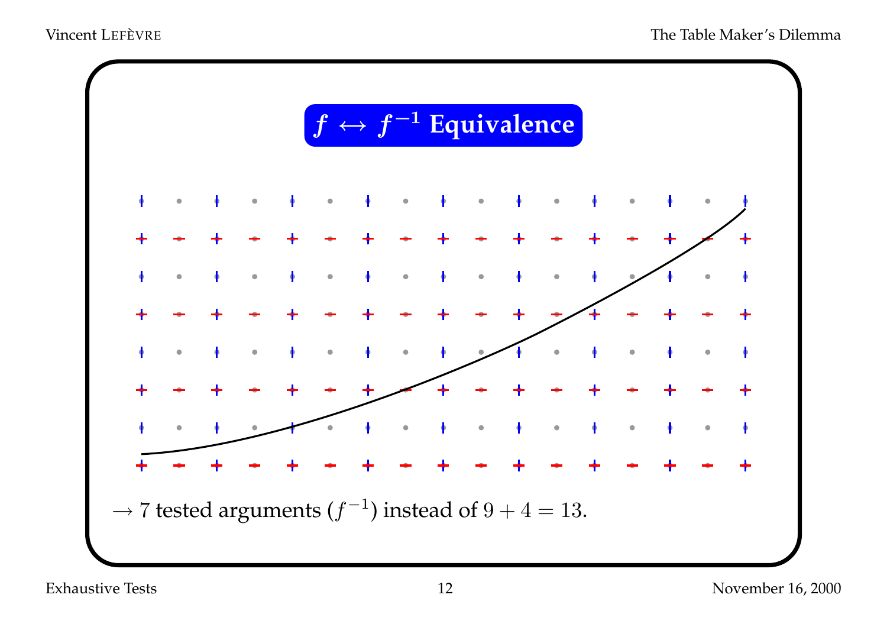## $f \leftrightarrow f^{-1}$ Equivalence

$\rightarrow$ 7 tested arguments ($f^{-1}$) instead of $9 + 4 = 13$.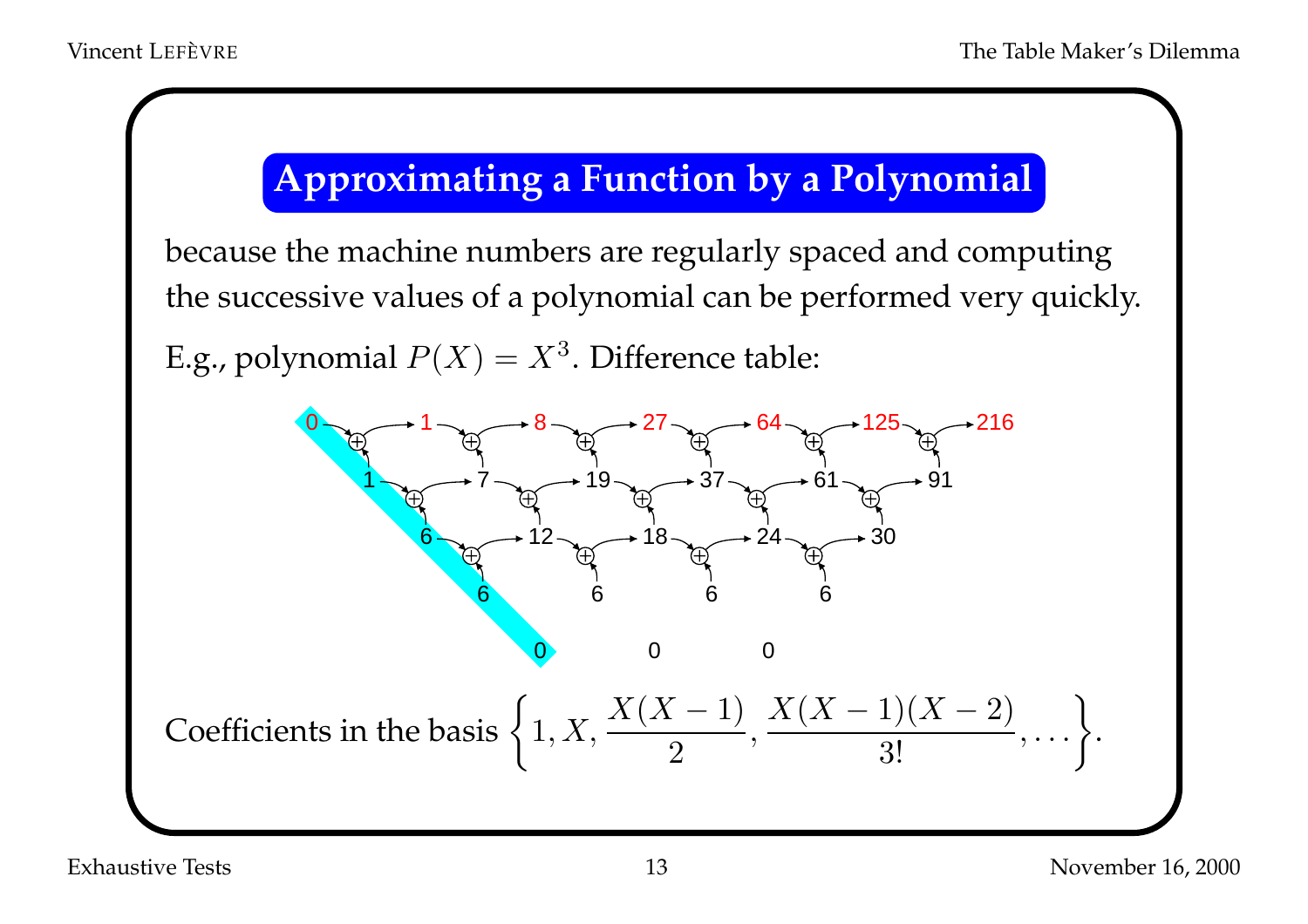# Approximating a Function by a Polynomial

because the machine numbers are regularly spaced and computing the successive values of a polynomial can be performed very quickly.

E.g., polynomial $P(X) = X^3$. Difference table:

| | | | | | | |
|---|---|---|---|---|---|---|
| 0 | 1 | 8 | 27 | 64 | 125 | 216 |
| 1 | 7 | 19 | 37 | 61 | 91 | |
| 6 | 12 | 18 | 24 | 30 | | |
| 6 | 6 | 6 | 6 | | | |
| 0 | 0 | 0 | | | | |

Coefficients in the basis $\left\{1, X, \dfrac{X(X-1)}{2}, \dfrac{X(X-1)(X-2)}{3!}, \ldots\right\}$.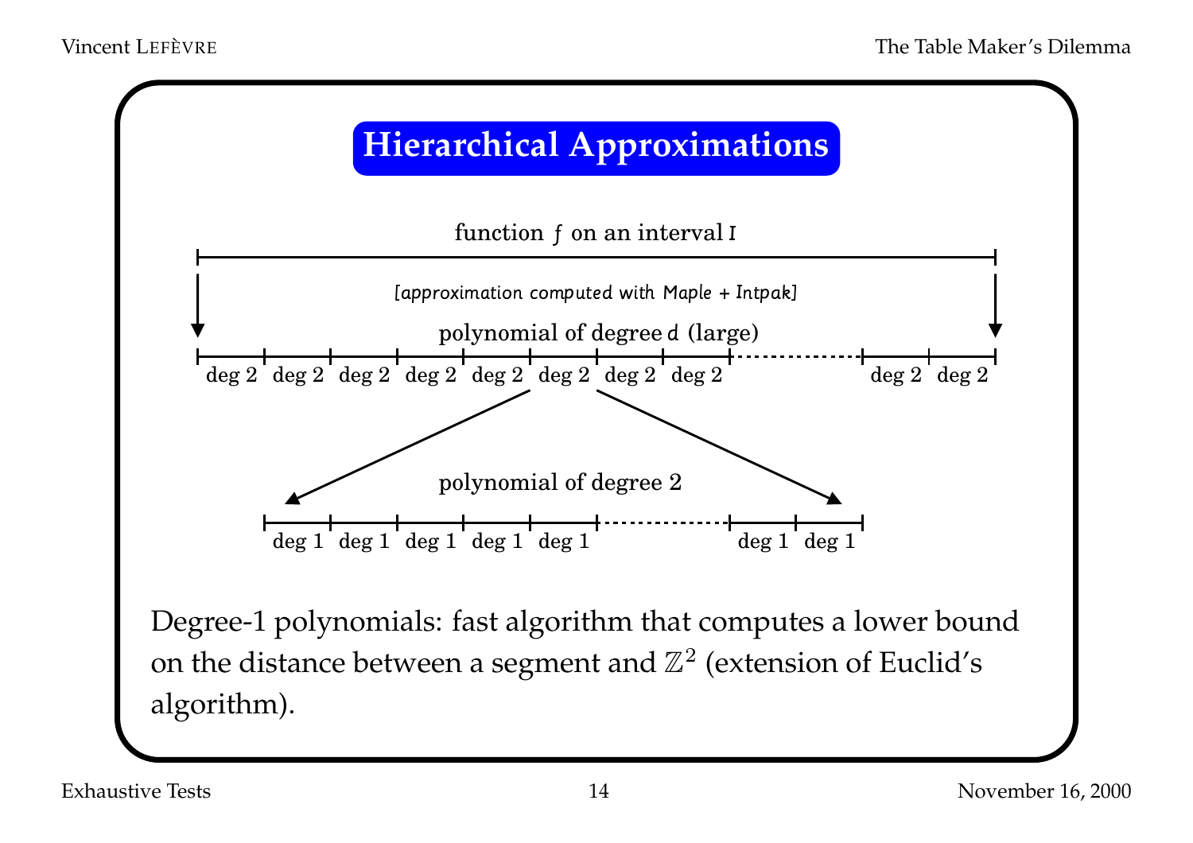## Hierarchical Approximations

function $f$ on an interval $I$

[approximation computed with Maple + Intpak]

polynomial of degree $d$ (large)

deg 2 | deg 2 | deg 2 | deg 2 | deg 2 | deg 2 | deg 2 | deg 2 | ... | deg 2 | deg 2

polynomial of degree 2

deg 1 | deg 1 | deg 1 | deg 1 | deg 1 | ... | deg 1 | deg 1

Degree-1 polynomials: fast algorithm that computes a lower bound on the distance between a segment and $\mathbb{Z}^2$ (extension of Euclid's algorithm).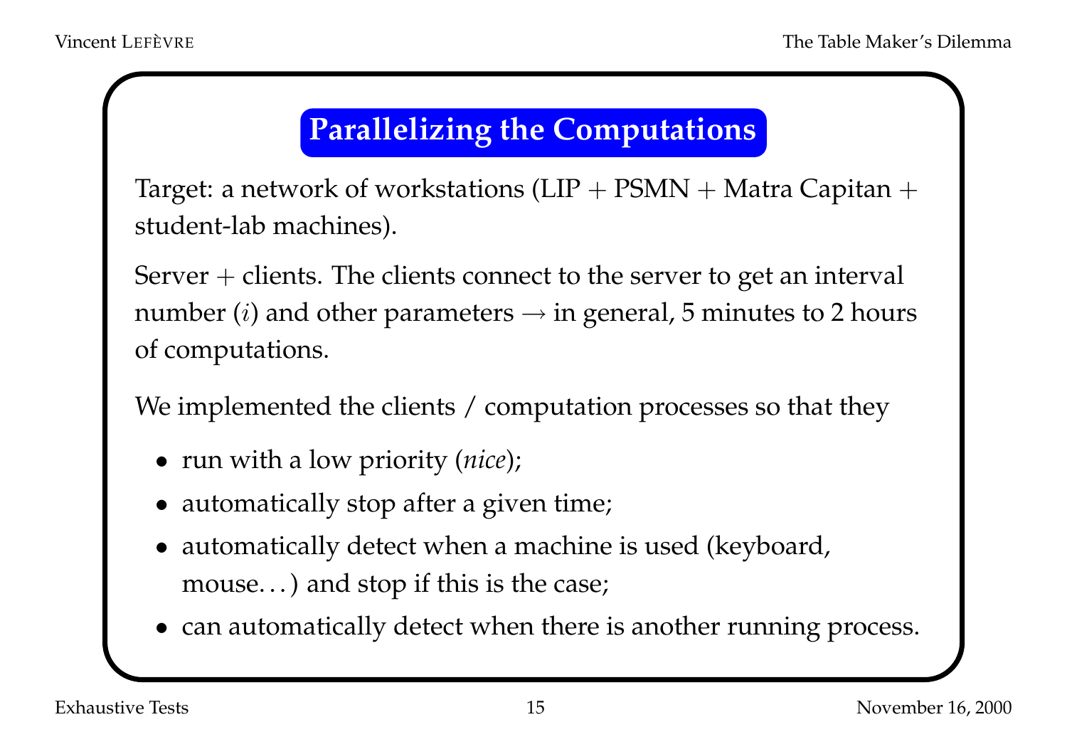# Parallelizing the Computations

Target: a network of workstations (LIP + PSMN + Matra Capitan + student-lab machines).

Server + clients. The clients connect to the server to get an interval number ($i$) and other parameters → in general, 5 minutes to 2 hours of computations.

We implemented the clients / computation processes so that they

- run with a low priority (*nice*);
- automatically stop after a given time;
- automatically detect when a machine is used (keyboard, mouse…) and stop if this is the case;
- can automatically detect when there is another running process.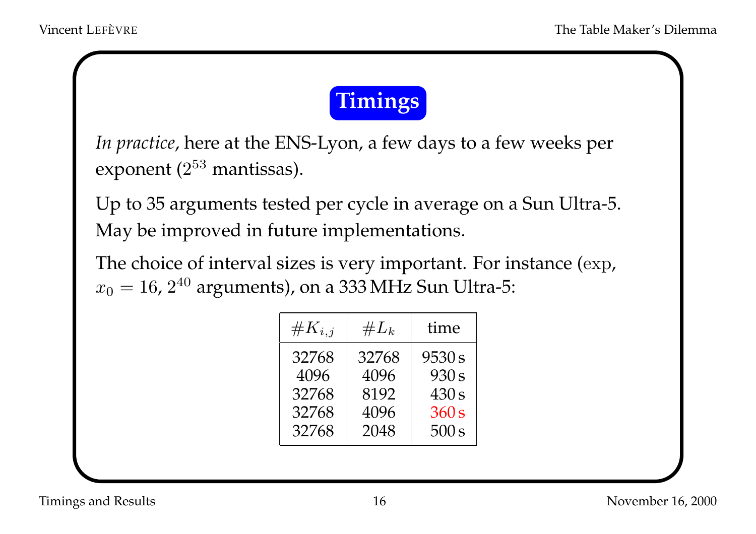# Timings

*In practice*, here at the ENS-Lyon, a few days to a few weeks per exponent ($2^{53}$ mantissas).

Up to 35 arguments tested per cycle in average on a Sun Ultra-5. May be improved in future implementations.

The choice of interval sizes is very important. For instance ($\exp$, $x_0 = 16$, $2^{40}$ arguments), on a 333 MHz Sun Ultra-5:

| $\#K_{i,j}$ | $\#L_k$ | time |
|---|---|---|
| 32768 | 32768 | 9530 s |
| 4096 | 4096 | 930 s |
| 32768 | 8192 | 430 s |
| 32768 | 4096 | 360 s |
| 32768 | 2048 | 500 s |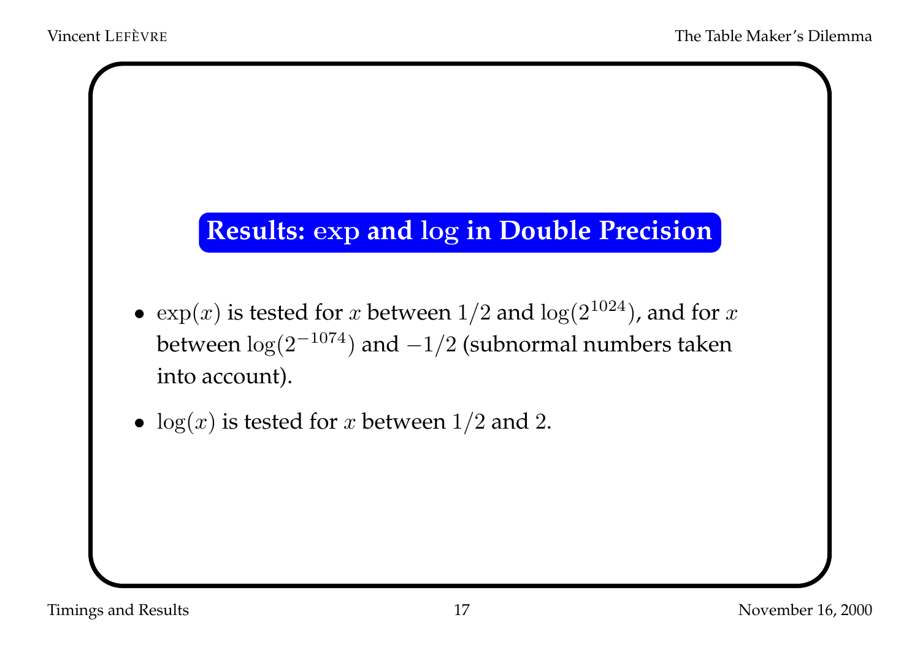## Results: $\exp$ and $\log$ in Double Precision

- $\exp(x)$ is tested for $x$ between $1/2$ and $\log(2^{1024})$, and for $x$ between $\log(2^{-1074})$ and $-1/2$ (subnormal numbers taken into account).
- $\log(x)$ is tested for $x$ between $1/2$ and $2$.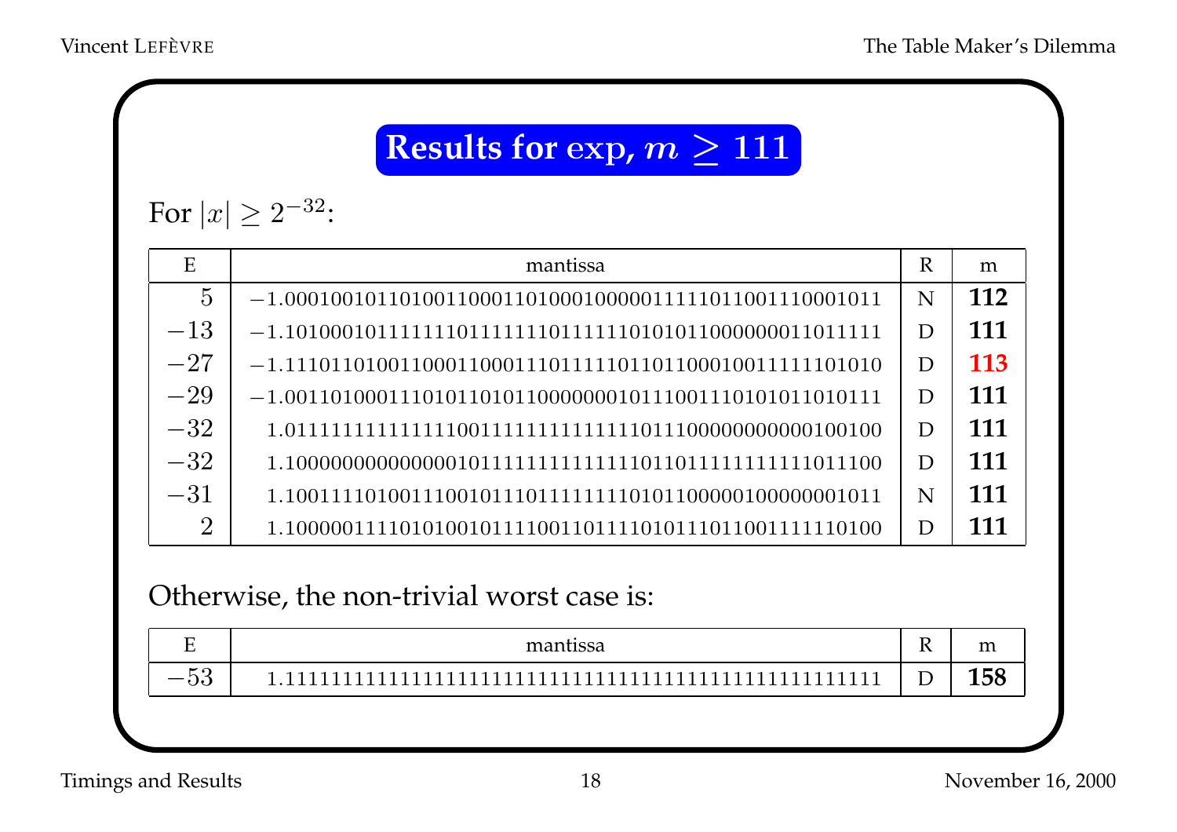## Results for exp, $m \geq 111$

For $|x| \geq 2^{-32}$:

| E | mantissa | R | m |
|---|---|---|---|
| $5$ | $-1.0001001011010011000110100010000011111011001110001011$ | N | **112** |
| $-13$ | $-1.1010001011111110111111101111110101011000000011011111$ | D | **111** |
| $-27$ | $-1.1110110100110001100011101111101101100010011111101010$ | D | **113** |
| $-29$ | $-1.0011010001110101101011000000010111001110101011010111$ | D | **111** |
| $-32$ | $1.0111111111111110011111111111111011100000000000100100$ | D | **111** |
| $-32$ | $1.1000000000000001011111111111111011011111111111011100$ | D | **111** |
| $-31$ | $1.1001111010011100101110111111110101100000100000001011$ | N | **111** |
| $2$ | $1.1000001111010100101111001101111010111011001111110100$ | D | **111** |

Otherwise, the non-trivial worst case is:

| E | mantissa | R | m |
|---|---|---|---|
| $-53$ | $1.1111111111111111111111111111111111111111111111111111$ | D | **158** |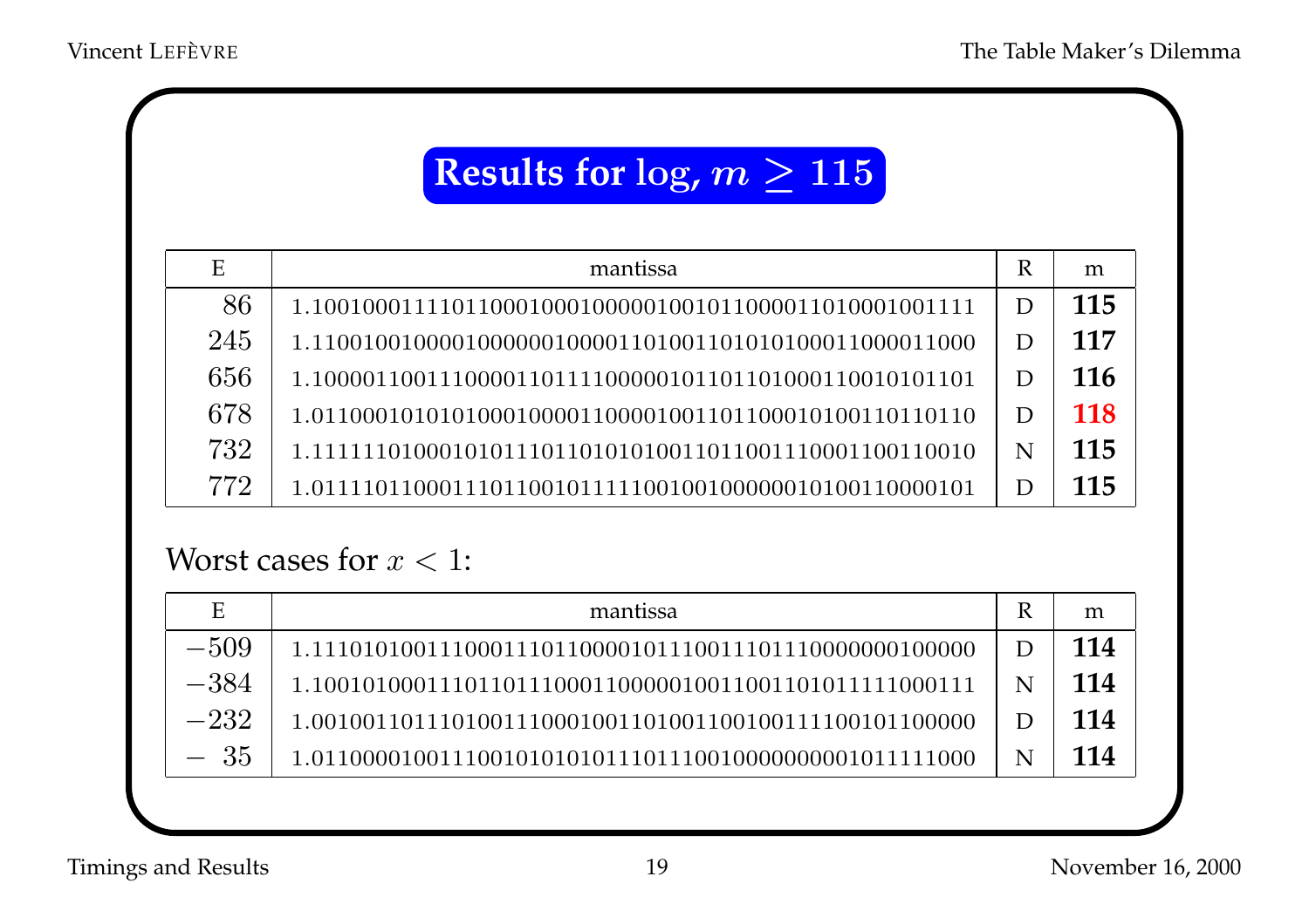# Results for log, $m \geq 115$

| E | mantissa | R | m |
|---|---|---|---|
| $86$ | 1.1001000111101100010001000001001011000011010001001111 | D | **115** |
| $245$ | 1.1100100100001000000100001101001101010100011000011000 | D | **117** |
| $656$ | 1.1000011001110000110111100000101101101000110010101101 | D | **116** |
| $678$ | 1.0110001010101000100001100001001101100010100110110110 | D | **118** |
| $732$ | 1.1111110100010101110110101010011011001110001100110010 | N | **115** |
| $772$ | 1.0111101100011101100101111100100100000010100110000101 | D | **115** |

Worst cases for $x < 1$:

| E | mantissa | R | m |
|---|---|---|---|
| $-509$ | 1.1110101001110001110110000101110011101110000000100000 | D | **114** |
| $-384$ | 1.1001010001110110111000110000010011001101011111000111 | N | **114** |
| $-232$ | 1.0010011011101001110001001101001100100111100101100000 | D | **114** |
| $-\ 35$ | 1.0110000100111001010101011101110010000000001011111000 | N | **114** |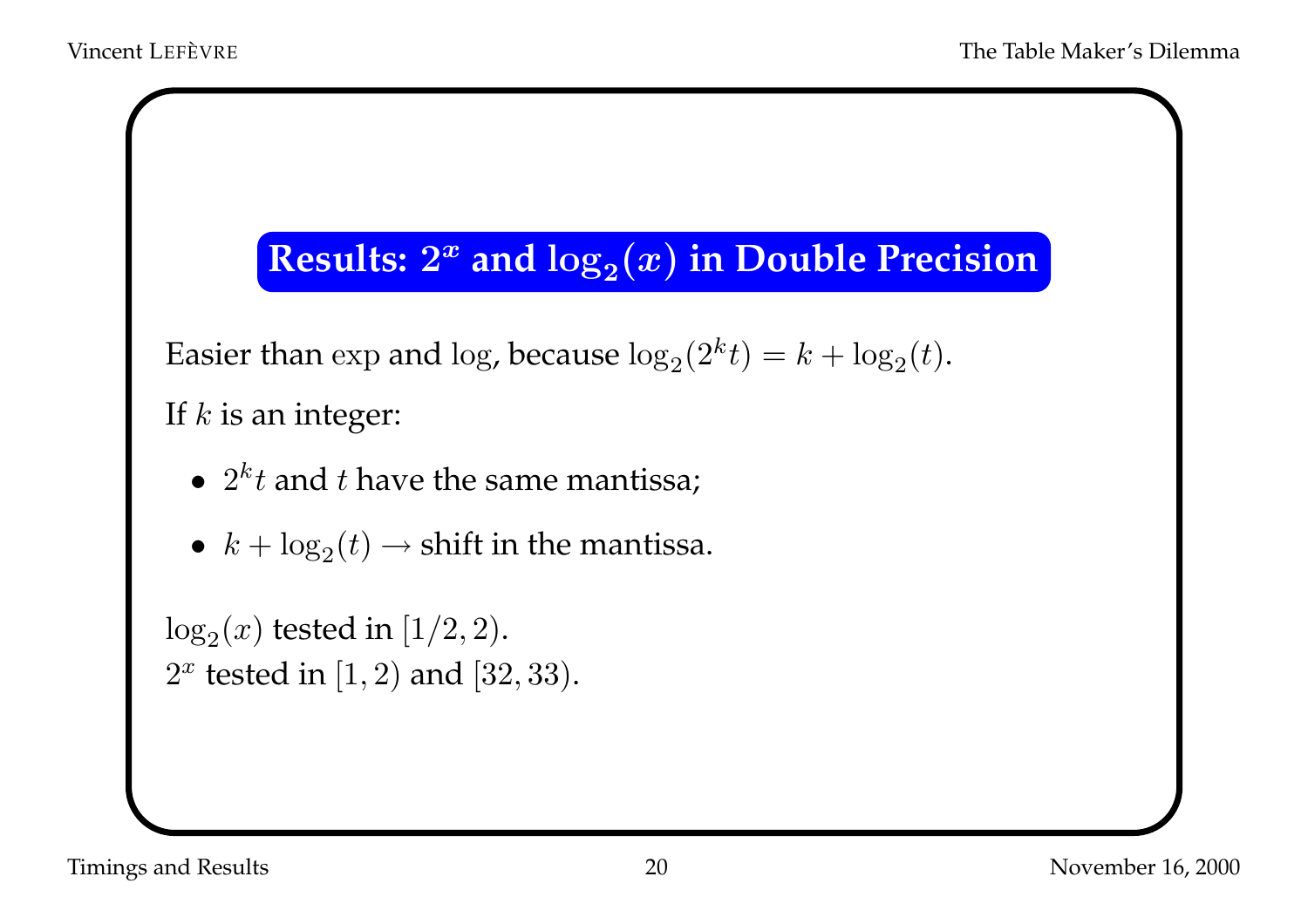## Results: $2^x$ and $\log_2(x)$ in Double Precision

Easier than $\exp$ and $\log$, because $\log_2(2^k t) = k + \log_2(t)$.

If $k$ is an integer:

- $2^k t$ and $t$ have the same mantissa;
- $k + \log_2(t) \rightarrow$ shift in the mantissa.

$\log_2(x)$ tested in $[1/2, 2)$.
$2^x$ tested in $[1, 2)$ and $[32, 33)$.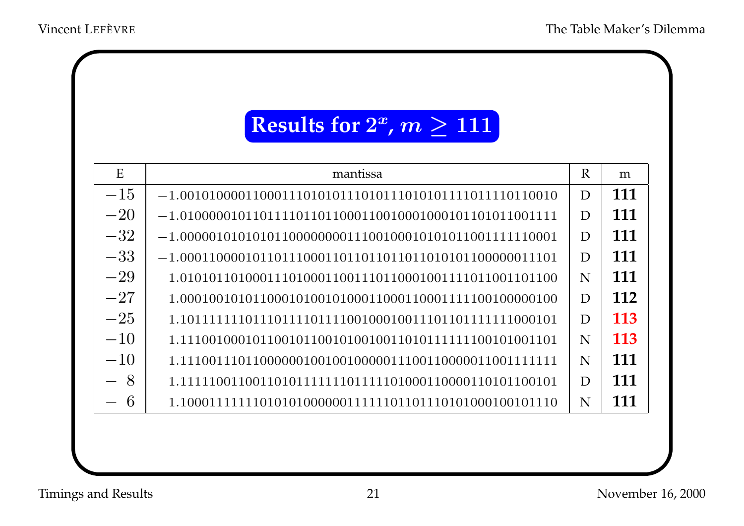# Results for $2^x$, $m \geq 111$

| E | mantissa | R | m |
|---|---|---|---|
| $-15$ | $-1.0010100001100011101010111010111010101111011110110010$ | D | **111** |
| $-20$ | $-1.0100000101101111011011000110010001000101101011001111$ | D | **111** |
| $-32$ | $-1.0000010101010110000000001110010001010101100111110001$ | D | **111** |
| $-33$ | $-1.0001100001011011100011011011011011010101100000011101$ | D | **111** |
| $-29$ | $1.0101011010001110100011001110110001001111011001101100$ | N | **111** |
| $-27$ | $1.0001001010110001010010100011000110001111100100000100$ | D | **112** |
| $-25$ | $1.1011111110111011110111100100010011101101111111000101$ | D | **113** |
| $-10$ | $1.1110010001011001011001010010011010111111100101001101$ | N | **113** |
| $-10$ | $1.1110011101100000001001001000001110011000001100111111$ | N | **111** |
| $-8$ | $1.1111100110011010111111101111010001100001101011100101$ | D | **111** |
| $-6$ | $1.1000111111101010100000011111011011101010001001011110$ | N | **111** |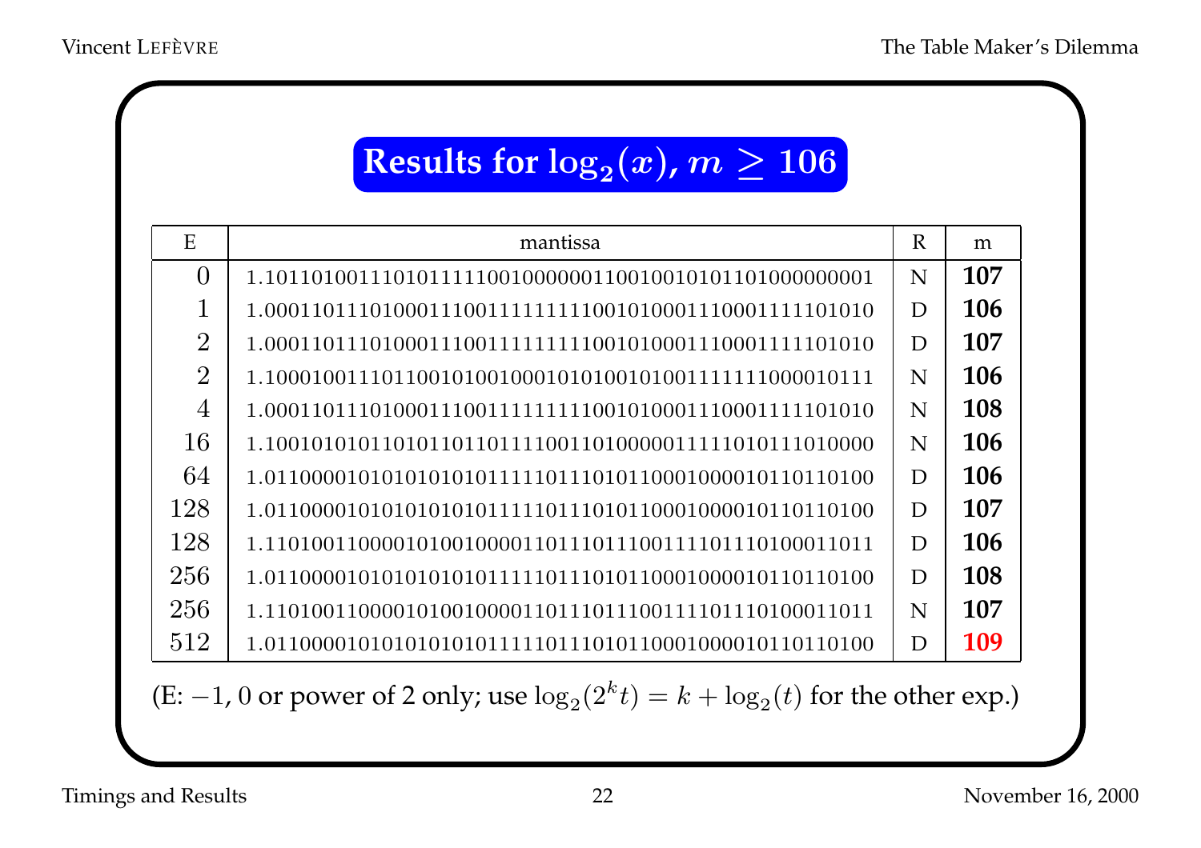## Results for $\log_2(x)$, $m \geq 106$

| E | mantissa | R | m |
|---|---|---|---|
| 0 | 1.1011010011101011111001000000110010010101101000000001 | N | **107** |
| 1 | 1.0001101111010001110011111111100101000111000111110101​0 | D | **106** |
| 2 | 1.0001101111010001110011111111100101000111000111110101​0 | D | **107** |
| 2 | 1.1000100111011001010010001010100101001111111000010111 | N | **106** |
| 4 | 1.0001101111010001110011111111100101000111000111110101​0 | N | **108** |
| 16 | 1.1001010101101011011011110011010000011111010111010000 | N | **106** |
| 64 | 1.0110000101010101010111110111010110001000010110110100 | D | **106** |
| 128 | 1.0110000101010101010111110111010110001000010110110100 | D | **107** |
| 128 | 1.1101001100001010010000110111011100111101110100011011 | D | **106** |
| 256 | 1.0110000101010101010111110111010110001000010110110100 | D | **108** |
| 256 | 1.1101001100001010010000110111011100111101110100011011 | N | **107** |
| 512 | 1.0110000101010101010111110111010110001000010110110100 | D | **109** |

(E: $-1$, 0 or power of 2 only; use $\log_2(2^k t) = k + \log_2(t)$ for the other exp.)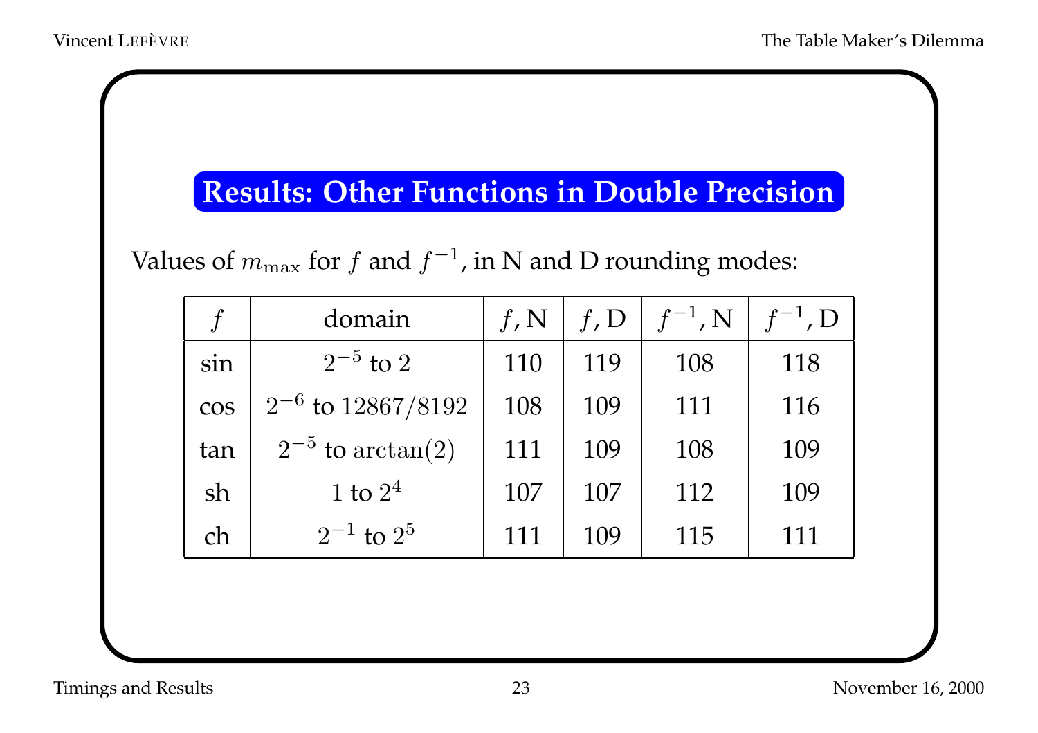## Results: Other Functions in Double Precision

Values of $m_{\max}$ for $f$ and $f^{-1}$, in N and D rounding modes:

| $f$ | domain | $f$, N | $f$, D | $f^{-1}$, N | $f^{-1}$, D |
|---|---|---|---|---|---|
| sin | $2^{-5}$ to $2$ | 110 | 119 | 108 | 118 |
| cos | $2^{-6}$ to $12867/8192$ | 108 | 109 | 111 | 116 |
| tan | $2^{-5}$ to $\arctan(2)$ | 111 | 109 | 108 | 109 |
| sh | $1$ to $2^4$ | 107 | 107 | 112 | 109 |
| ch | $2^{-1}$ to $2^5$ | 111 | 109 | 115 | 111 |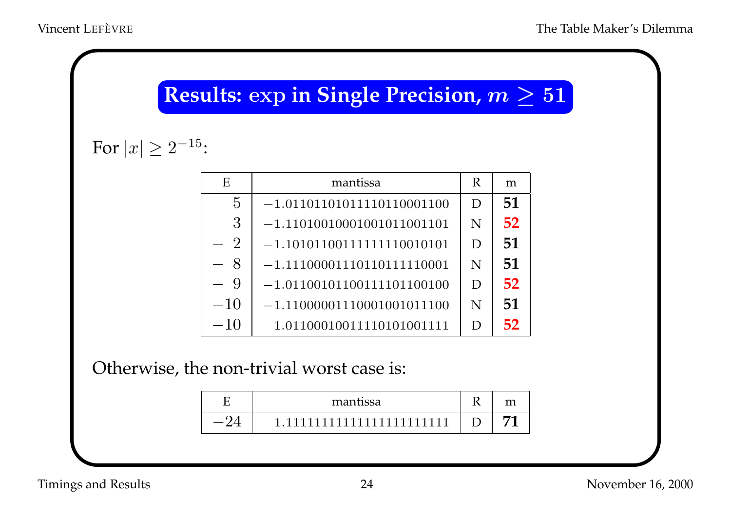# Results: exp in Single Precision, $m \geq 51$

For $|x| \geq 2^{-15}$:

| E | mantissa | R | m |
|---|---|---|---|
| $5$ | $-1.01101101011110110001100$ | D | **51** |
| $3$ | $-1.11010010001001011001101$ | N | **52** |
| $-2$ | $-1.10101100111111110010101$ | D | **51** |
| $-8$ | $-1.11100001110110111110001$ | N | **51** |
| $-9$ | $-1.01100101100111101100100$ | D | **52** |
| $-10$ | $-1.11000001110001001011100$ | N | **51** |
| $-10$ | $1.01100010011110101001111$ | D | **52** |

Otherwise, the non-trivial worst case is:

| E | mantissa | R | m |
|---|---|---|---|
| $-24$ | $1.11111111111111111111111$ | D | **71** |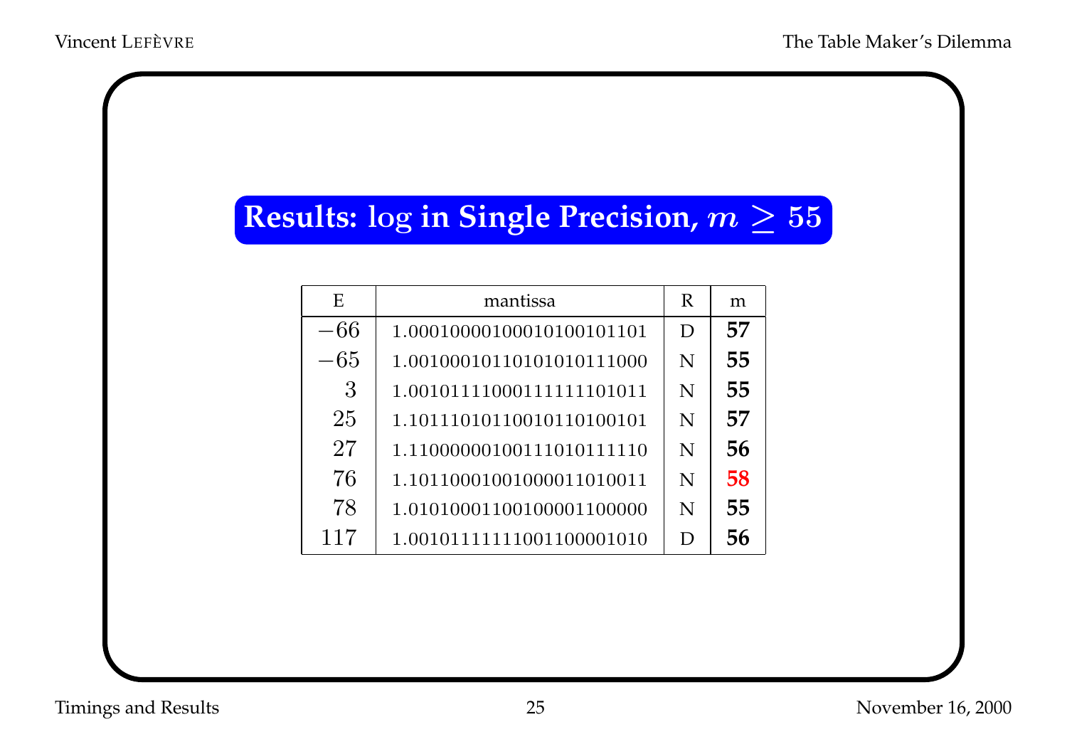## Results: log in Single Precision, $m \geq 55$

| E | mantissa | R | m |
|---|---|---|---|
| $-66$ | 1.00010000100010100101101 | D | **57** |
| $-65$ | 1.00100010110101010111000 | N | **55** |
| $3$ | 1.00101111000111111101011 | N | **55** |
| $25$ | 1.10111010110010110100101 | N | **57** |
| $27$ | 1.11000000100111010111110 | N | **56** |
| $76$ | 1.10110001001000011010011 | N | **58** |
| $78$ | 1.01010001100100001100000 | N | **55** |
| $117$ | 1.00101111111001100001010 | D | **56** |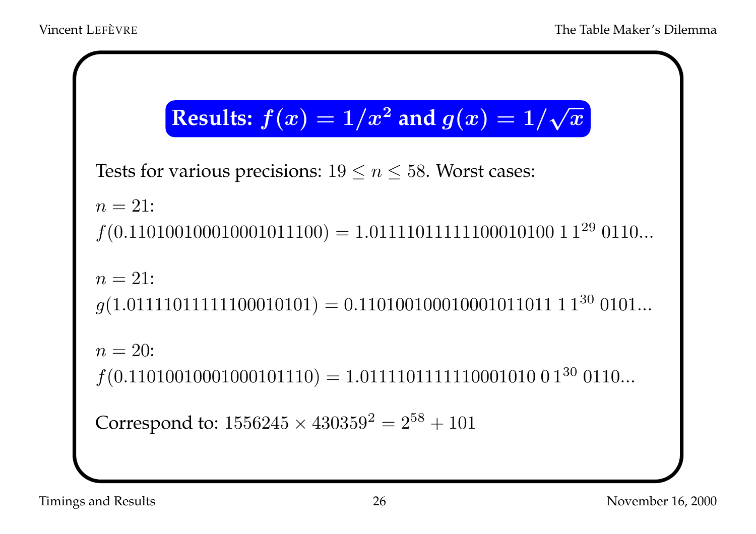## Results: $f(x) = 1/x^2$ and $g(x) = 1/\sqrt{x}$

Tests for various precisions: $19 \leq n \leq 58$. Worst cases:

$n = 21$:
$f(0.110100100010001011100) = 1.0111101111110001010\,0\,1\,1^{29}\,0110...$

$n = 21$:
$g(1.0111101111110001010\,1) = 0.110100100010001011011\,1\,1^{30}\,0101...$

$n = 20$:
$f(0.11010010001000101110) = 1.0111101111110001010\,0\,1^{30}\,0110...$

Correspond to: $1556245 \times 430359^2 = 2^{58} + 101$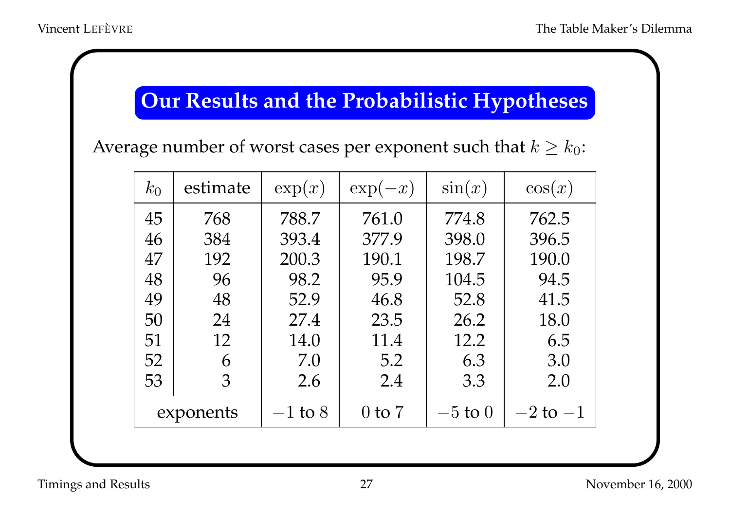## Our Results and the Probabilistic Hypotheses

Average number of worst cases per exponent such that $k \geq k_0$:

| $k_0$ | estimate | $\exp(x)$ | $\exp(-x)$ | $\sin(x)$ | $\cos(x)$ |
|---|---|---|---|---|---|
| 45 | 768 | 788.7 | 761.0 | 774.8 | 762.5 |
| 46 | 384 | 393.4 | 377.9 | 398.0 | 396.5 |
| 47 | 192 | 200.3 | 190.1 | 198.7 | 190.0 |
| 48 | 96 | 98.2 | 95.9 | 104.5 | 94.5 |
| 49 | 48 | 52.9 | 46.8 | 52.8 | 41.5 |
| 50 | 24 | 27.4 | 23.5 | 26.2 | 18.0 |
| 51 | 12 | 14.0 | 11.4 | 12.2 | 6.5 |
| 52 | 6 | 7.0 | 5.2 | 6.3 | 3.0 |
| 53 | 3 | 2.6 | 2.4 | 3.3 | 2.0 |
| exponents | | $-1$ to $8$ | $0$ to $7$ | $-5$ to $0$ | $-2$ to $-1$ |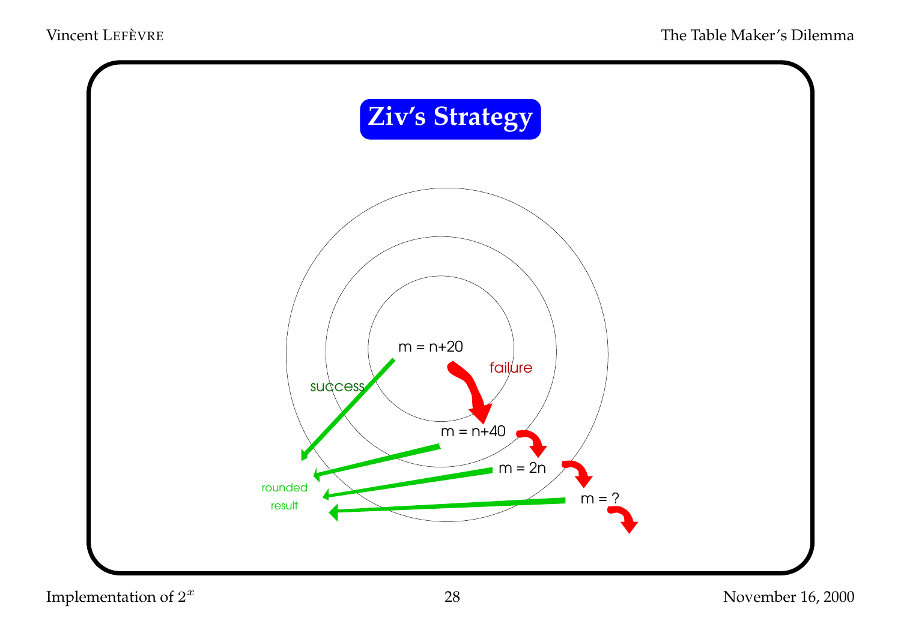# Ziv's Strategy

m = n+20

failure

success

m = n+40

m = 2n

m = ?

rounded result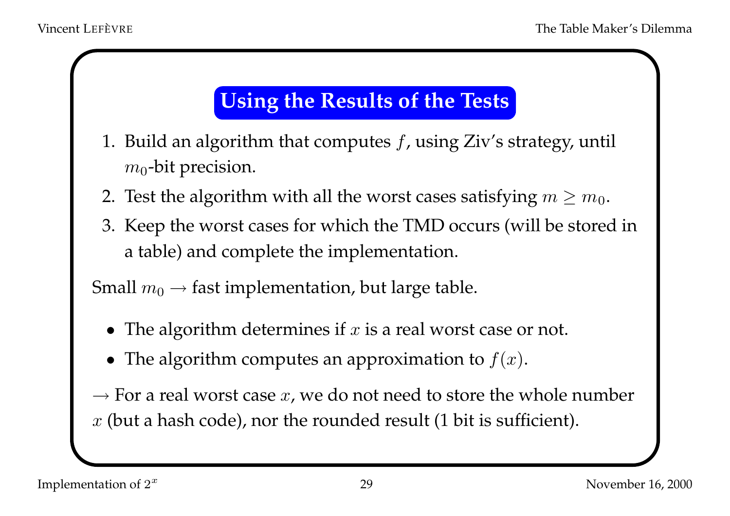## Using the Results of the Tests

1. Build an algorithm that computes $f$, using Ziv's strategy, until $m_0$-bit precision.
2. Test the algorithm with all the worst cases satisfying $m \geq m_0$.
3. Keep the worst cases for which the TMD occurs (will be stored in a table) and complete the implementation.

Small $m_0 \rightarrow$ fast implementation, but large table.

- The algorithm determines if $x$ is a real worst case or not.
- The algorithm computes an approximation to $f(x)$.

$\rightarrow$ For a real worst case $x$, we do not need to store the whole number $x$ (but a hash code), nor the rounded result (1 bit is sufficient).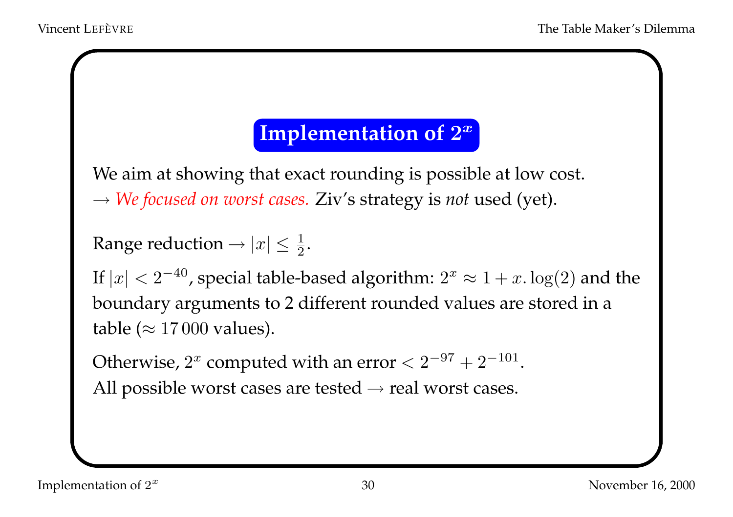## Implementation of $2^x$

We aim at showing that exact rounding is possible at low cost.
$\rightarrow$ *We focused on worst cases.* Ziv's strategy is *not* used (yet).

Range reduction $\rightarrow |x| \leq \frac{1}{2}$.

If $|x| < 2^{-40}$, special table-based algorithm: $2^x \approx 1 + x.\log(2)$ and the boundary arguments to 2 different rounded values are stored in a table ($\approx 17\,000$ values).

Otherwise, $2^x$ computed with an error $< 2^{-97} + 2^{-101}$.
All possible worst cases are tested $\rightarrow$ real worst cases.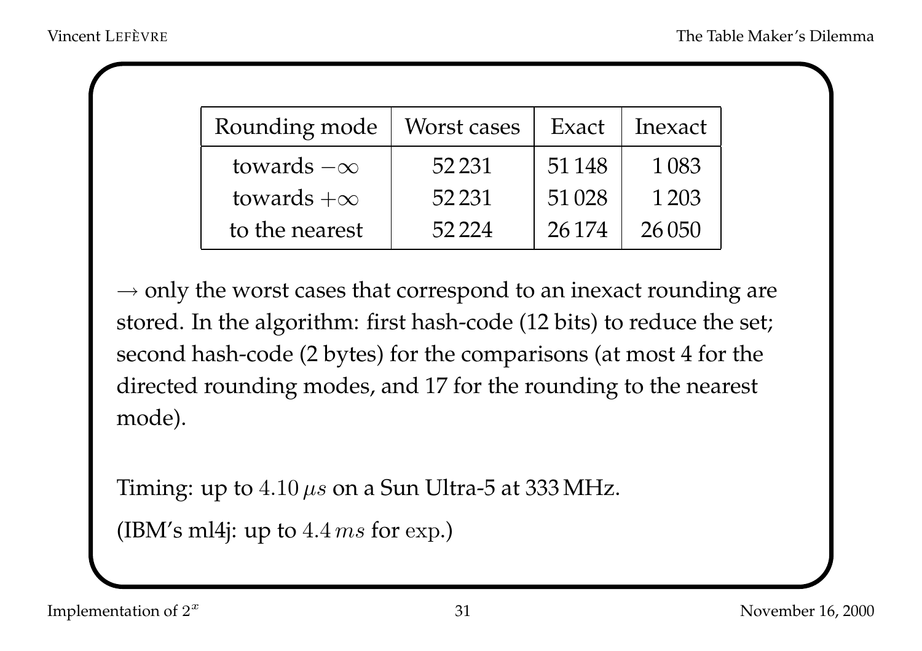| Rounding mode | Worst cases | Exact | Inexact |
|---|---|---|---|
| towards $-\infty$ | 52 231 | 51 148 | 1 083 |
| towards $+\infty$ | 52 231 | 51 028 | 1 203 |
| to the nearest | 52 224 | 26 174 | 26 050 |

$\rightarrow$ only the worst cases that correspond to an inexact rounding are stored. In the algorithm: first hash-code (12 bits) to reduce the set; second hash-code (2 bytes) for the comparisons (at most 4 for the directed rounding modes, and 17 for the rounding to the nearest mode).

Timing: up to $4.10\,\mu s$ on a Sun Ultra-5 at 333 MHz.

(IBM's ml4j: up to $4.4\,ms$ for $\exp$.)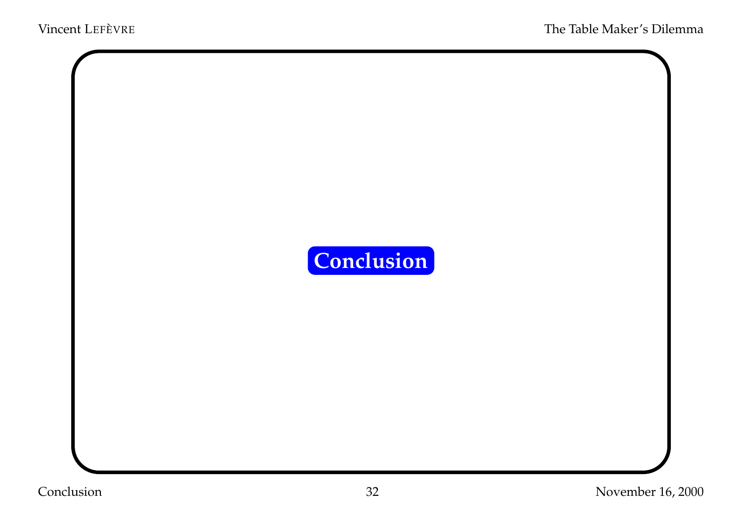# Conclusion